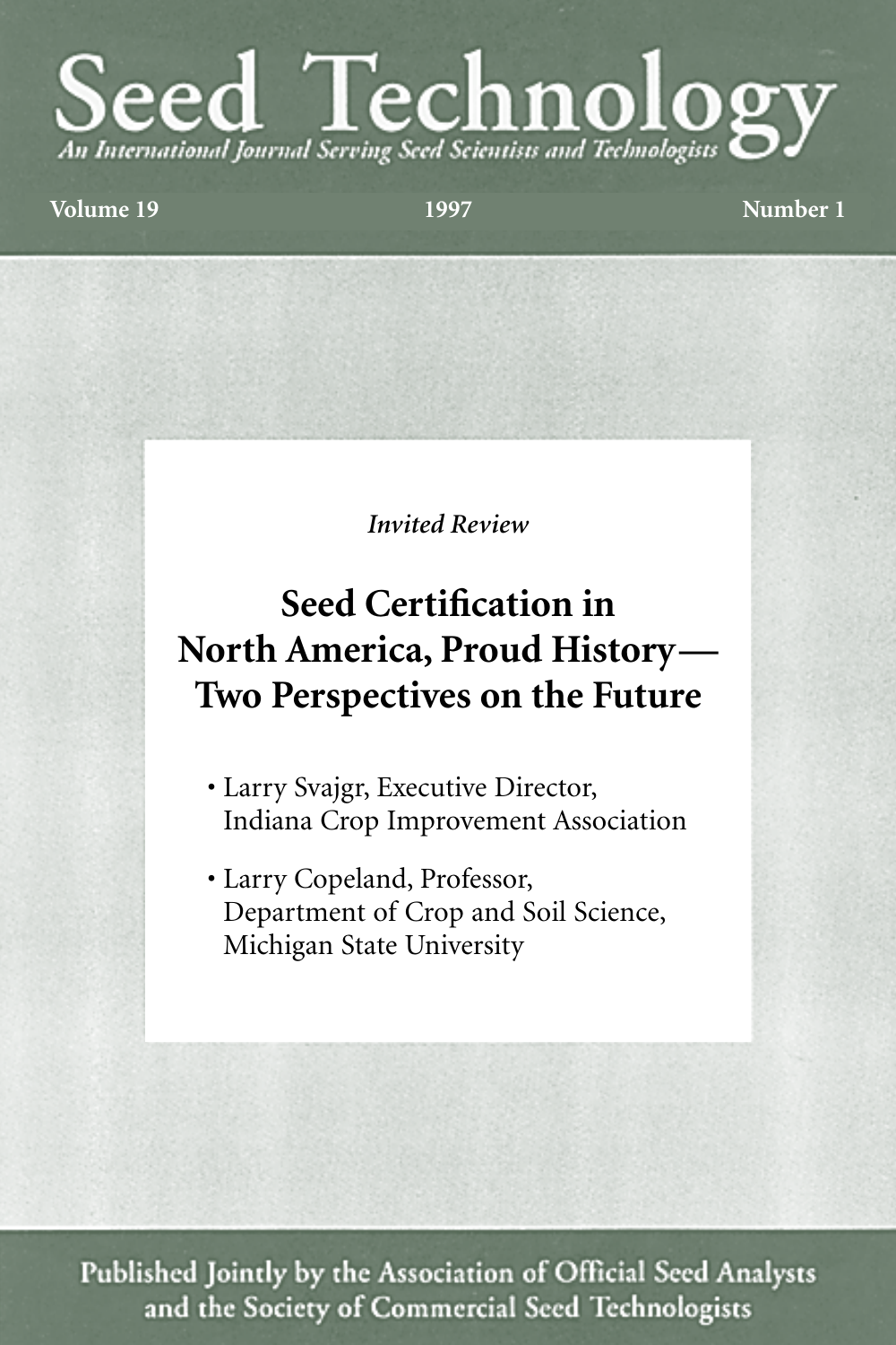# Seed Technology

*An International Journal Serving Seed Scientists and Technologists*

**Volume 19** **1997** **Number 1**

*Invited Review*

## Seed Certification in North America, Proud History— Two Perspectives on the Future

- Larry Svajgr, Executive Director, Indiana Crop Improvement Association
- Larry Copeland, Professor, Department of Crop and Soil Science, Michigan State University

Published Jointly by the Association of Official Seed Analysts and the Society of Commercial Seed Technologists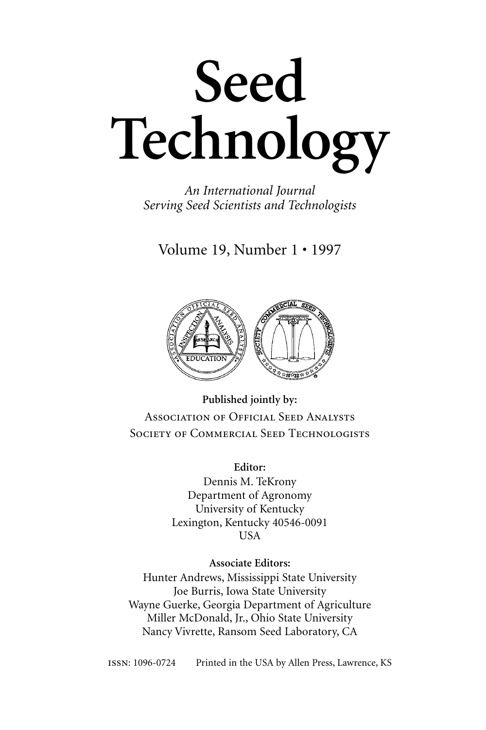# Seed Technology

*An International Journal Serving Seed Scientists and Technologists*

Volume 19, Number 1 • 1997

**Published jointly by:**

Association of Official Seed Analysts

Society of Commercial Seed Technologists

**Editor:**

Dennis M. TeKrony
Department of Agronomy
University of Kentucky
Lexington, Kentucky 40546-0091
USA

**Associate Editors:**

Hunter Andrews, Mississippi State University
Joe Burris, Iowa State University
Wayne Guerke, Georgia Department of Agriculture
Miller McDonald, Jr., Ohio State University
Nancy Vivrette, Ransom Seed Laboratory, CA

ISSN: 1096-0724 Printed in the USA by Allen Press, Lawrence, KS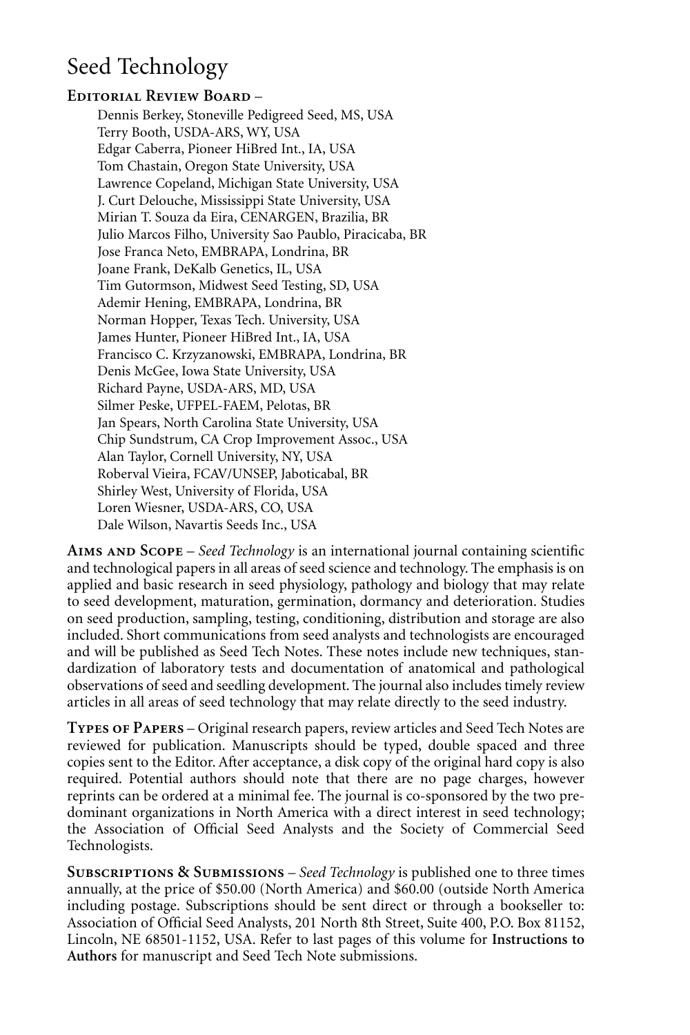# Seed Technology

**Editorial Review Board** –

Dennis Berkey, Stoneville Pedigreed Seed, MS, USA
Terry Booth, USDA-ARS, WY, USA
Edgar Caberra, Pioneer HiBred Int., IA, USA
Tom Chastain, Oregon State University, USA
Lawrence Copeland, Michigan State University, USA
J. Curt Delouche, Mississippi State University, USA
Mirian T. Souza da Eira, CENARGEN, Brazilia, BR
Julio Marcos Filho, University Sao Paublo, Piracicaba, BR
Jose Franca Neto, EMBRAPA, Londrina, BR
Joane Frank, DeKalb Genetics, IL, USA
Tim Gutormson, Midwest Seed Testing, SD, USA
Ademir Hening, EMBRAPA, Londrina, BR
Norman Hopper, Texas Tech. University, USA
James Hunter, Pioneer HiBred Int., IA, USA
Francisco C. Krzyzanowski, EMBRAPA, Londrina, BR
Denis McGee, Iowa State University, USA
Richard Payne, USDA-ARS, MD, USA
Silmer Peske, UFPEL-FAEM, Pelotas, BR
Jan Spears, North Carolina State University, USA
Chip Sundstrum, CA Crop Improvement Assoc., USA
Alan Taylor, Cornell University, NY, USA
Roberval Vieira, FCAV/UNSEP, Jaboticabal, BR
Shirley West, University of Florida, USA
Loren Wiesner, USDA-ARS, CO, USA
Dale Wilson, Navartis Seeds Inc., USA

**Aims and Scope** – *Seed Technology* is an international journal containing scientific and technological papers in all areas of seed science and technology. The emphasis is on applied and basic research in seed physiology, pathology and biology that may relate to seed development, maturation, germination, dormancy and deterioration. Studies on seed production, sampling, testing, conditioning, distribution and storage are also included. Short communications from seed analysts and technologists are encouraged and will be published as Seed Tech Notes. These notes include new techniques, standardization of laboratory tests and documentation of anatomical and pathological observations of seed and seedling development. The journal also includes timely review articles in all areas of seed technology that may relate directly to the seed industry.

**Types of Papers** – Original research papers, review articles and Seed Tech Notes are reviewed for publication. Manuscripts should be typed, double spaced and three copies sent to the Editor. After acceptance, a disk copy of the original hard copy is also required. Potential authors should note that there are no page charges, however reprints can be ordered at a minimal fee. The journal is co-sponsored by the two predominant organizations in North America with a direct interest in seed technology; the Association of Official Seed Analysts and the Society of Commercial Seed Technologists.

**Subscriptions & Submissions** – *Seed Technology* is published one to three times annually, at the price of $50.00 (North America) and $60.00 (outside North America including postage. Subscriptions should be sent direct or through a bookseller to: Association of Official Seed Analysts, 201 North 8th Street, Suite 400, P.O. Box 81152, Lincoln, NE 68501-1152, USA. Refer to last pages of this volume for **Instructions to Authors** for manuscript and Seed Tech Note submissions.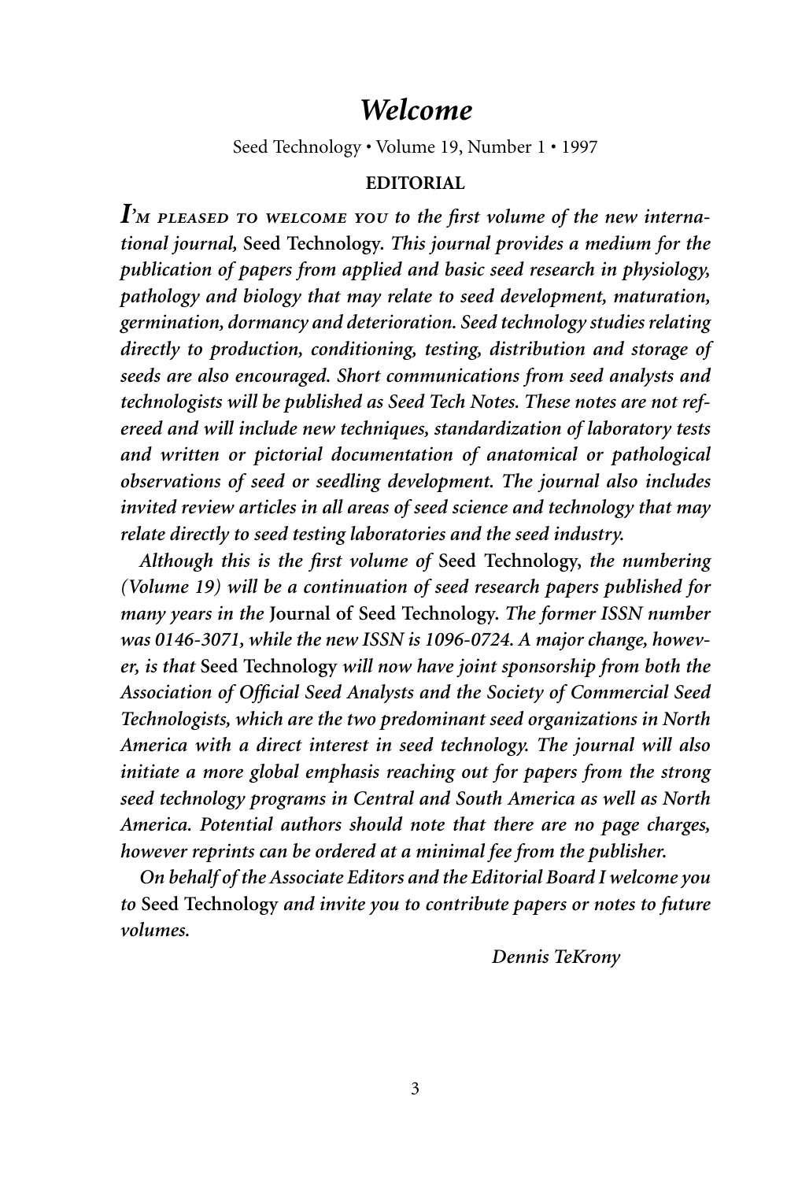# *Welcome*

Seed Technology • Volume 19, Number 1 • 1997

**EDITORIAL**

***I'm pleased to welcome you** to the first volume of the new international journal,* **Seed Technology.** *This journal provides a medium for the publication of papers from applied and basic seed research in physiology, pathology and biology that may relate to seed development, maturation, germination, dormancy and deterioration. Seed technology studies relating directly to production, conditioning, testing, distribution and storage of seeds are also encouraged. Short communications from seed analysts and technologists will be published as Seed Tech Notes. These notes are not refereed and will include new techniques, standardization of laboratory tests and written or pictorial documentation of anatomical or pathological observations of seed or seedling development. The journal also includes invited review articles in all areas of seed science and technology that may relate directly to seed testing laboratories and the seed industry.*

*Although this is the first volume of* **Seed Technology,** *the numbering (Volume 19) will be a continuation of seed research papers published for many years in the* **Journal of Seed Technology.** *The former ISSN number was 0146-3071, while the new ISSN is 1096-0724. A major change, however, is that* **Seed Technology** *will now have joint sponsorship from both the Association of Official Seed Analysts and the Society of Commercial Seed Technologists, which are the two predominant seed organizations in North America with a direct interest in seed technology. The journal will also initiate a more global emphasis reaching out for papers from the strong seed technology programs in Central and South America as well as North America. Potential authors should note that there are no page charges, however reprints can be ordered at a minimal fee from the publisher.*

*On behalf of the Associate Editors and the Editorial Board I welcome you to* **Seed Technology** *and invite you to contribute papers or notes to future volumes.*

*Dennis TeKrony*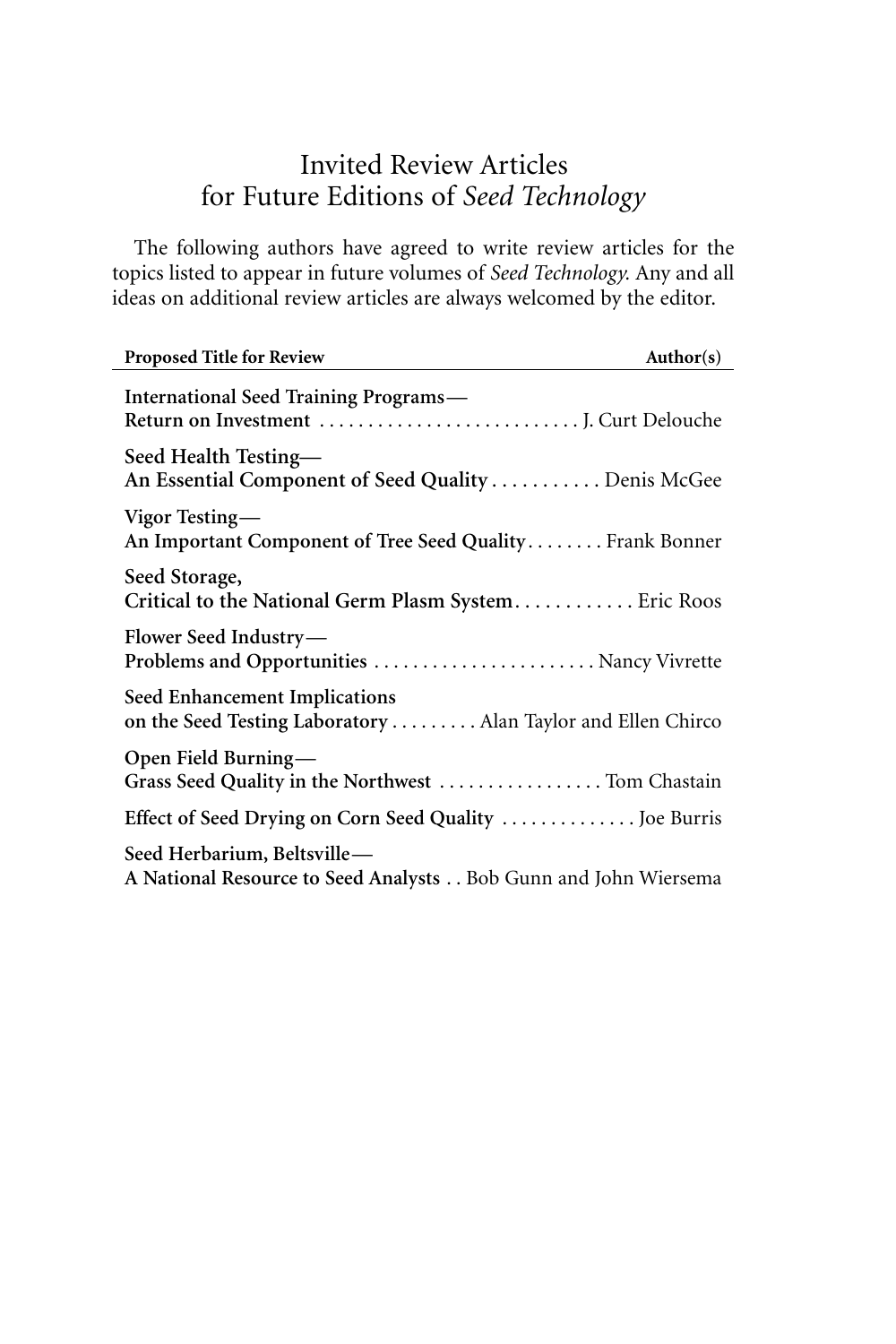# Invited Review Articles for Future Editions of *Seed Technology*

The following authors have agreed to write review articles for the topics listed to appear in future volumes of *Seed Technology.* Any and all ideas on additional review articles are always welcomed by the editor.

| Proposed Title for Review | Author(s) |
|---|---|
| **International Seed Training Programs—Return on Investment** | J. Curt Delouche |
| **Seed Health Testing—An Essential Component of Seed Quality** | Denis McGee |
| **Vigor Testing—An Important Component of Tree Seed Quality** | Frank Bonner |
| **Seed Storage, Critical to the National Germ Plasm System** | Eric Roos |
| **Flower Seed Industry—Problems and Opportunities** | Nancy Vivrette |
| **Seed Enhancement Implications on the Seed Testing Laboratory** | Alan Taylor and Ellen Chirco |
| **Open Field Burning—Grass Seed Quality in the Northwest** | Tom Chastain |
| **Effect of Seed Drying on Corn Seed Quality** | Joe Burris |
| **Seed Herbarium, Beltsville—A National Resource to Seed Analysts** | Bob Gunn and John Wiersema |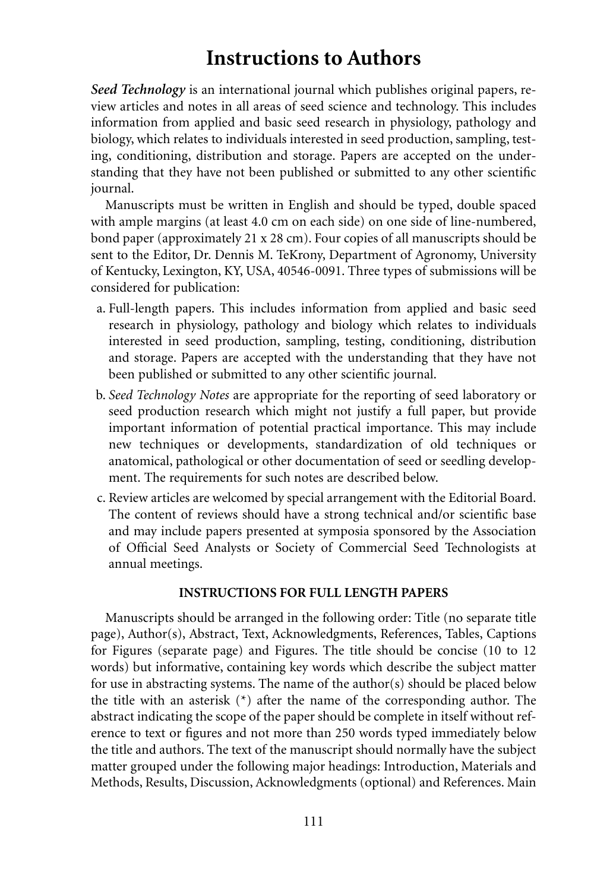# Instructions to Authors

***Seed Technology*** is an international journal which publishes original papers, review articles and notes in all areas of seed science and technology. This includes information from applied and basic seed research in physiology, pathology and biology, which relates to individuals interested in seed production, sampling, testing, conditioning, distribution and storage. Papers are accepted on the understanding that they have not been published or submitted to any other scientific journal.

Manuscripts must be written in English and should be typed, double spaced with ample margins (at least 4.0 cm on each side) on one side of line-numbered, bond paper (approximately 21 x 28 cm). Four copies of all manuscripts should be sent to the Editor, Dr. Dennis M. TeKrony, Department of Agronomy, University of Kentucky, Lexington, KY, USA, 40546-0091. Three types of submissions will be considered for publication:

a. Full-length papers. This includes information from applied and basic seed research in physiology, pathology and biology which relates to individuals interested in seed production, sampling, testing, conditioning, distribution and storage. Papers are accepted with the understanding that they have not been published or submitted to any other scientific journal.

b. *Seed Technology Notes* are appropriate for the reporting of seed laboratory or seed production research which might not justify a full paper, but provide important information of potential practical importance. This may include new techniques or developments, standardization of old techniques or anatomical, pathological or other documentation of seed or seedling development. The requirements for such notes are described below.

c. Review articles are welcomed by special arrangement with the Editorial Board. The content of reviews should have a strong technical and/or scientific base and may include papers presented at symposia sponsored by the Association of Official Seed Analysts or Society of Commercial Seed Technologists at annual meetings.

### INSTRUCTIONS FOR FULL LENGTH PAPERS

Manuscripts should be arranged in the following order: Title (no separate title page), Author(s), Abstract, Text, Acknowledgments, References, Tables, Captions for Figures (separate page) and Figures. The title should be concise (10 to 12 words) but informative, containing key words which describe the subject matter for use in abstracting systems. The name of the author(s) should be placed below the title with an asterisk (*) after the name of the corresponding author. The abstract indicating the scope of the paper should be complete in itself without reference to text or figures and not more than 250 words typed immediately below the title and authors. The text of the manuscript should normally have the subject matter grouped under the following major headings: Introduction, Materials and Methods, Results, Discussion, Acknowledgments (optional) and References. Main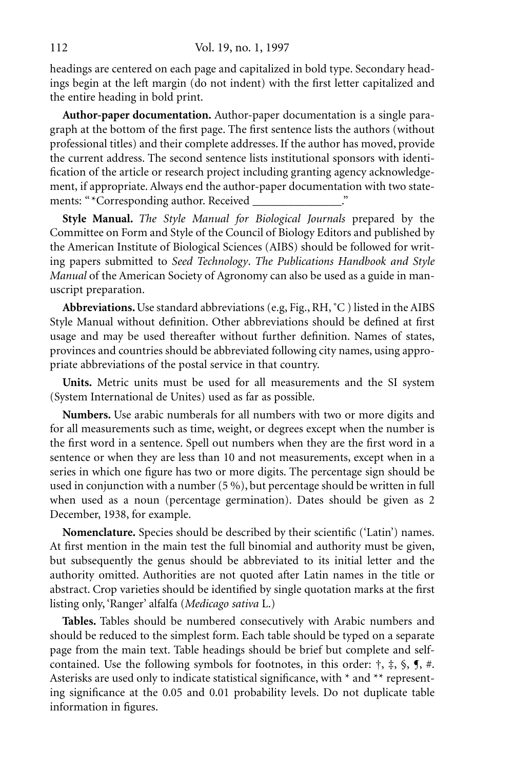headings are centered on each page and capitalized in bold type. Secondary headings begin at the left margin (do not indent) with the first letter capitalized and the entire heading in bold print.

**Author-paper documentation.** Author-paper documentation is a single paragraph at the bottom of the first page. The first sentence lists the authors (without professional titles) and their complete addresses. If the author has moved, provide the current address. The second sentence lists institutional sponsors with identification of the article or research project including granting agency acknowledgement, if appropriate. Always end the author-paper documentation with two statements: "*Corresponding author. Received _______________."

**Style Manual.** *The Style Manual for Biological Journals* prepared by the Committee on Form and Style of the Council of Biology Editors and published by the American Institute of Biological Sciences (AIBS) should be followed for writing papers submitted to *Seed Technology*. *The Publications Handbook and Style Manual* of the American Society of Agronomy can also be used as a guide in manuscript preparation.

**Abbreviations.** Use standard abbreviations (e.g, Fig., RH, °C ) listed in the AIBS Style Manual without definition. Other abbreviations should be defined at first usage and may be used thereafter without further definition. Names of states, provinces and countries should be abbreviated following city names, using appropriate abbreviations of the postal service in that country.

**Units.** Metric units must be used for all measurements and the SI system (System International de Unites) used as far as possible.

**Numbers.** Use arabic numberals for all numbers with two or more digits and for all measurements such as time, weight, or degrees except when the number is the first word in a sentence. Spell out numbers when they are the first word in a sentence or when they are less than 10 and not measurements, except when in a series in which one figure has two or more digits. The percentage sign should be used in conjunction with a number (5 %), but percentage should be written in full when used as a noun (percentage germination). Dates should be given as 2 December, 1938, for example.

**Nomenclature.** Species should be described by their scientific ('Latin') names. At first mention in the main test the full binomial and authority must be given, but subsequently the genus should be abbreviated to its initial letter and the authority omitted. Authorities are not quoted after Latin names in the title or abstract. Crop varieties should be identified by single quotation marks at the first listing only, 'Ranger' alfalfa (*Medicago sativa* L.)

**Tables.** Tables should be numbered consecutively with Arabic numbers and should be reduced to the simplest form. Each table should be typed on a separate page from the main text. Table headings should be brief but complete and self-contained. Use the following symbols for footnotes, in this order: †, ‡, §, ¶, #. Asterisks are used only to indicate statistical significance, with * and ** representing significance at the 0.05 and 0.01 probability levels. Do not duplicate table information in figures.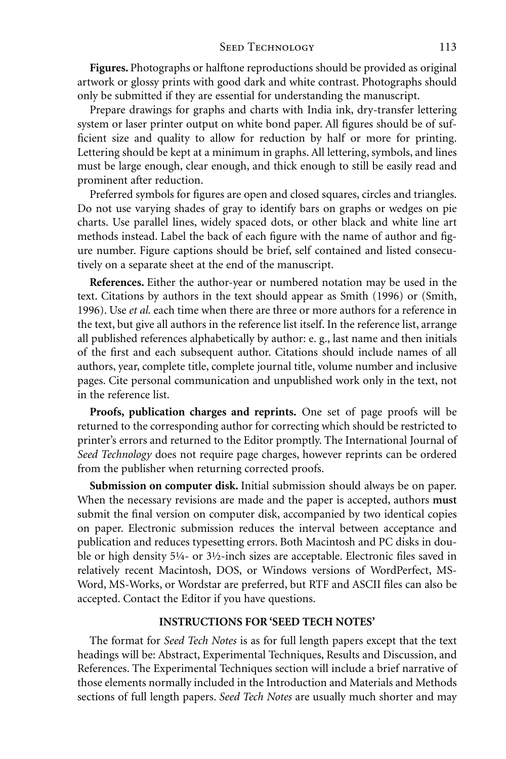**Figures.** Photographs or halftone reproductions should be provided as original artwork or glossy prints with good dark and white contrast. Photographs should only be submitted if they are essential for understanding the manuscript.

Prepare drawings for graphs and charts with India ink, dry-transfer lettering system or laser printer output on white bond paper. All figures should be of sufficient size and quality to allow for reduction by half or more for printing. Lettering should be kept at a minimum in graphs. All lettering, symbols, and lines must be large enough, clear enough, and thick enough to still be easily read and prominent after reduction.

Preferred symbols for figures are open and closed squares, circles and triangles. Do not use varying shades of gray to identify bars on graphs or wedges on pie charts. Use parallel lines, widely spaced dots, or other black and white line art methods instead. Label the back of each figure with the name of author and figure number. Figure captions should be brief, self contained and listed consecutively on a separate sheet at the end of the manuscript.

**References.** Either the author-year or numbered notation may be used in the text. Citations by authors in the text should appear as Smith (1996) or (Smith, 1996). Use *et al.* each time when there are three or more authors for a reference in the text, but give all authors in the reference list itself. In the reference list, arrange all published references alphabetically by author: e. g., last name and then initials of the first and each subsequent author. Citations should include names of all authors, year, complete title, complete journal title, volume number and inclusive pages. Cite personal communication and unpublished work only in the text, not in the reference list.

**Proofs, publication charges and reprints.** One set of page proofs will be returned to the corresponding author for correcting which should be restricted to printer's errors and returned to the Editor promptly. The International Journal of *Seed Technology* does not require page charges, however reprints can be ordered from the publisher when returning corrected proofs.

**Submission on computer disk.** Initial submission should always be on paper. When the necessary revisions are made and the paper is accepted, authors **must** submit the final version on computer disk, accompanied by two identical copies on paper. Electronic submission reduces the interval between acceptance and publication and reduces typesetting errors. Both Macintosh and PC disks in double or high density 5¼- or 3½-inch sizes are acceptable. Electronic files saved in relatively recent Macintosh, DOS, or Windows versions of WordPerfect, MS-Word, MS-Works, or Wordstar are preferred, but RTF and ASCII files can also be accepted. Contact the Editor if you have questions.

## INSTRUCTIONS FOR 'SEED TECH NOTES'

The format for *Seed Tech Notes* is as for full length papers except that the text headings will be: Abstract, Experimental Techniques, Results and Discussion, and References. The Experimental Techniques section will include a brief narrative of those elements normally included in the Introduction and Materials and Methods sections of full length papers. *Seed Tech Notes* are usually much shorter and may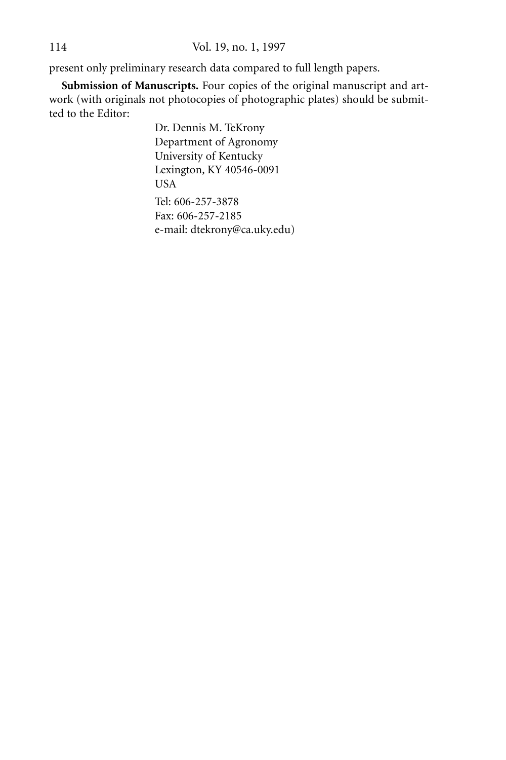present only preliminary research data compared to full length papers.

**Submission of Manuscripts.** Four copies of the original manuscript and artwork (with originals not photocopies of photographic plates) should be submitted to the Editor:

Dr. Dennis M. TeKrony
Department of Agronomy
University of Kentucky
Lexington, KY 40546-0091
USA

Tel: 606-257-3878
Fax: 606-257-2185
e-mail: dtekrony@ca.uky.edu)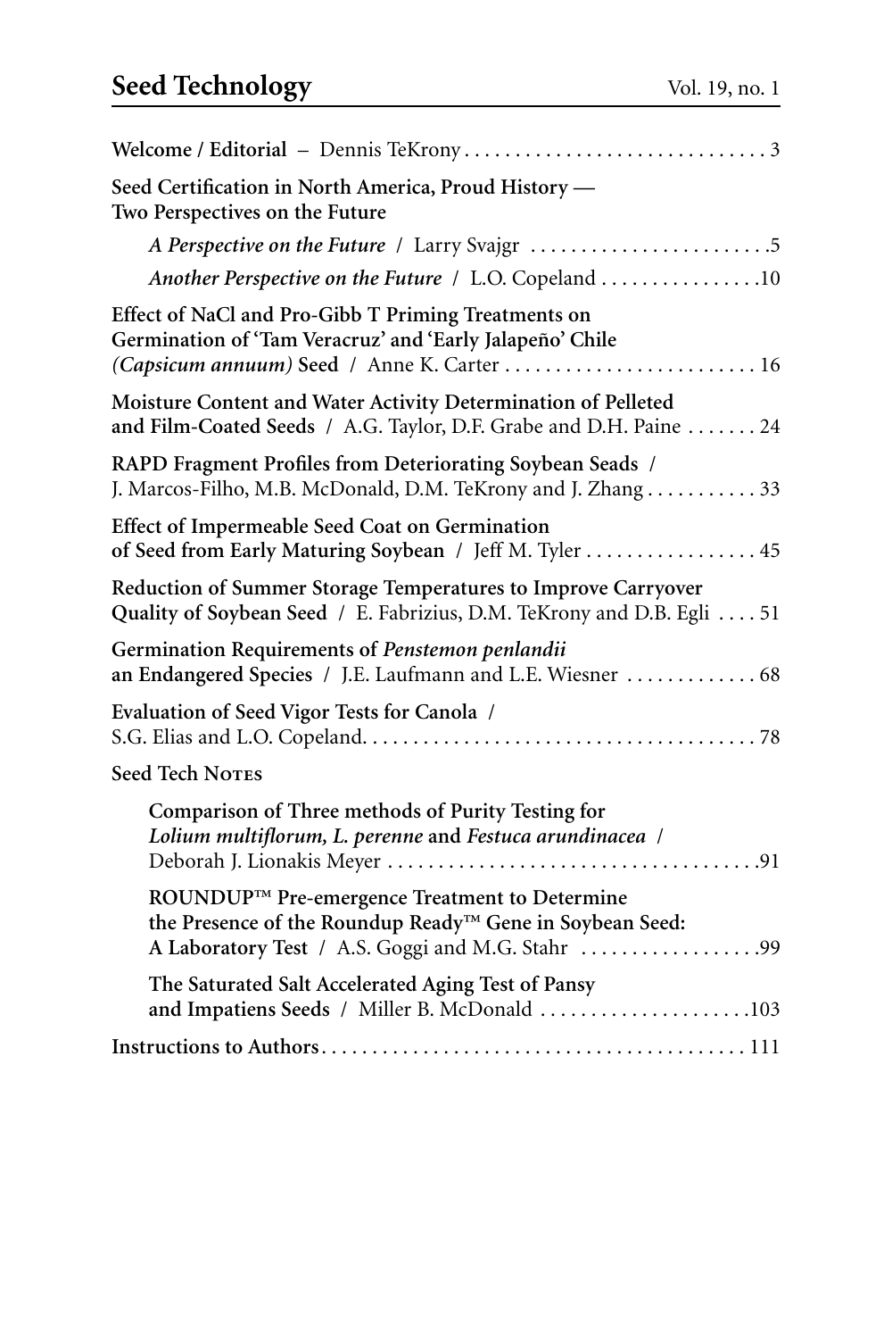# Seed Technology

Vol. 19, no. 1

**Welcome / Editorial** – Dennis TeKrony .............................. 3

**Seed Certification in North America, Proud History — Two Perspectives on the Future**

*A Perspective on the Future* / Larry Svajgr ........................ 5

*Another Perspective on the Future* / L.O. Copeland ................ 10

**Effect of NaCl and Pro-Gibb T Priming Treatments on Germination of 'Tam Veracruz' and 'Early Jalapeño' Chile *(Capsicum annuum)* Seed** / Anne K. Carter ......................... 16

**Moisture Content and Water Activity Determination of Pelleted and Film-Coated Seeds** / A.G. Taylor, D.F. Grabe and D.H. Paine ....... 24

**RAPD Fragment Profiles from Deteriorating Soybean Seads** / J. Marcos-Filho, M.B. McDonald, D.M. TeKrony and J. Zhang ........... 33

**Effect of Impermeable Seed Coat on Germination of Seed from Early Maturing Soybean** / Jeff M. Tyler ................. 45

**Reduction of Summer Storage Temperatures to Improve Carryover Quality of Soybean Seed** / E. Fabrizius, D.M. TeKrony and D.B. Egli .... 51

**Germination Requirements of *Penstemon penlandii* an Endangered Species** / J.E. Laufmann and L.E. Wiesner ............. 68

**Evaluation of Seed Vigor Tests for Canola** / S.G. Elias and L.O. Copeland........................................ 78

**Seed Tech Notes**

**Comparison of Three methods of Purity Testing for *Lolium multiflorum, L. perenne* and *Festuca arundinacea*** / Deborah J. Lionakis Meyer ..................................... 91

**ROUNDUP™ Pre-emergence Treatment to Determine the Presence of the Roundup Ready™ Gene in Soybean Seed: A Laboratory Test** / A.S. Goggi and M.G. Stahr .................. 99

**The Saturated Salt Accelerated Aging Test of Pansy and Impatiens Seeds** / Miller B. McDonald ..................... 103

**Instructions to Authors** .......................................... 111